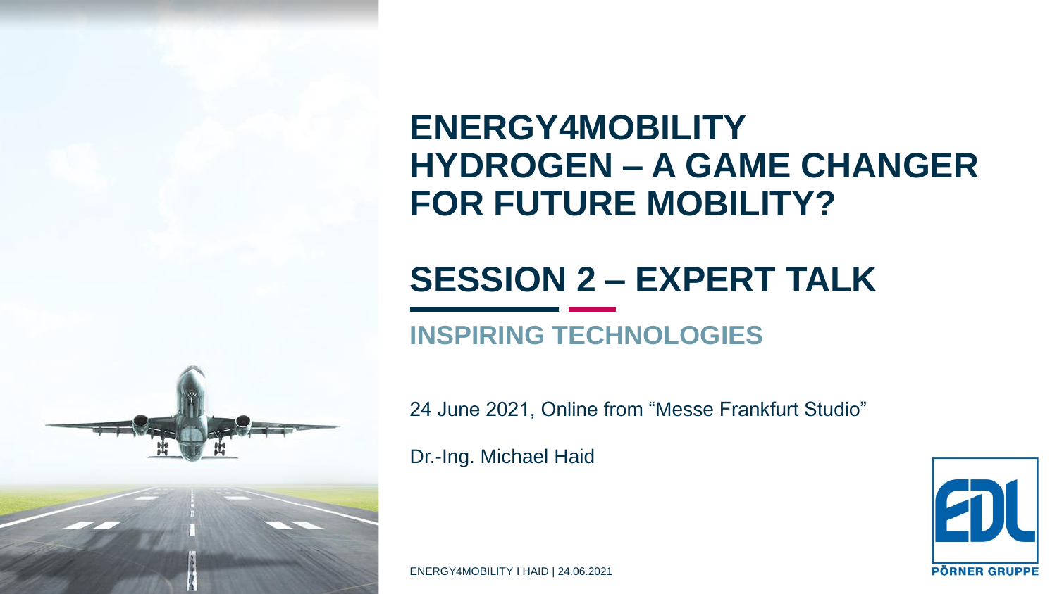# ENERGY4MOBILITY
# HYDROGEN – A GAME CHANGER FOR FUTURE MOBILITY?

## SESSION 2 – EXPERT TALK

### INSPIRING TECHNOLOGIES

24 June 2021, Online from "Messe Frankfurt Studio"

Dr.-Ing. Michael Haid

EDL

PÖRNER GRUPPE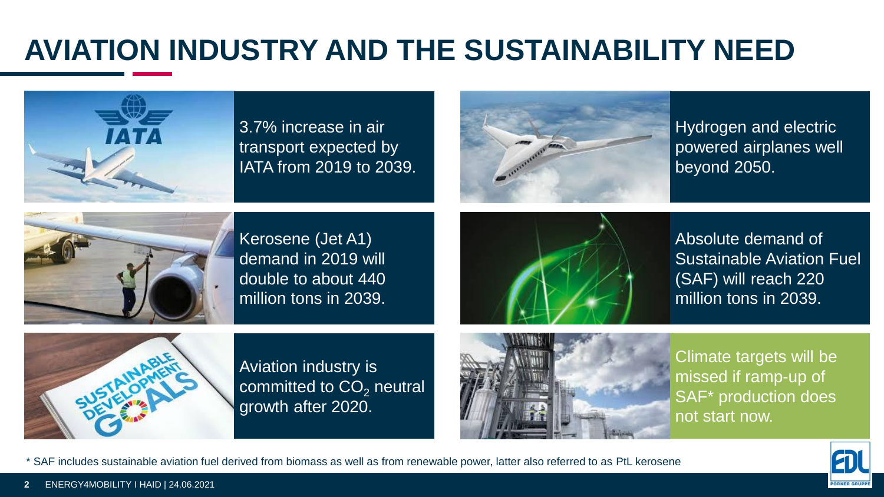# AVIATION INDUSTRY AND THE SUSTAINABILITY NEED

3.7% increase in air transport expected by IATA from 2019 to 2039.

Hydrogen and electric powered airplanes well beyond 2050.

Kerosene (Jet A1) demand in 2019 will double to about 440 million tons in 2039.

Absolute demand of Sustainable Aviation Fuel (SAF) will reach 220 million tons in 2039.

Aviation industry is committed to $CO_2$ neutral growth after 2020.

Climate targets will be missed if ramp-up of SAF* production does not start now.

\* SAF includes sustainable aviation fuel derived from biomass as well as from renewable power, latter also referred to as PtL kerosene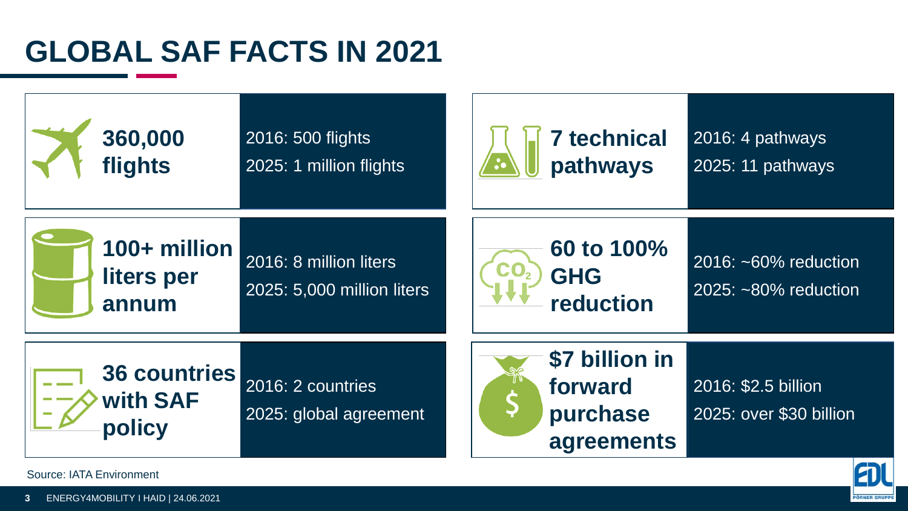# GLOBAL SAF FACTS IN 2021

| 2021 | Comparison |
| --- | --- |
| **360,000 flights** | 2016: 500 flights<br>2025: 1 million flights |
| **7 technical pathways** | 2016: 4 pathways<br>2025: 11 pathways |
| **100+ million liters per annum** | 2016: 8 million liters<br>2025: 5,000 million liters |
| **60 to 100% GHG reduction** | 2016: ~60% reduction<br>2025: ~80% reduction |
| **36 countries with SAF policy** | 2016: 2 countries<br>2025: global agreement |
| **$7 billion in forward purchase agreements** | 2016: $2.5 billion<br>2025: over $30 billion |

Source: IATA Environment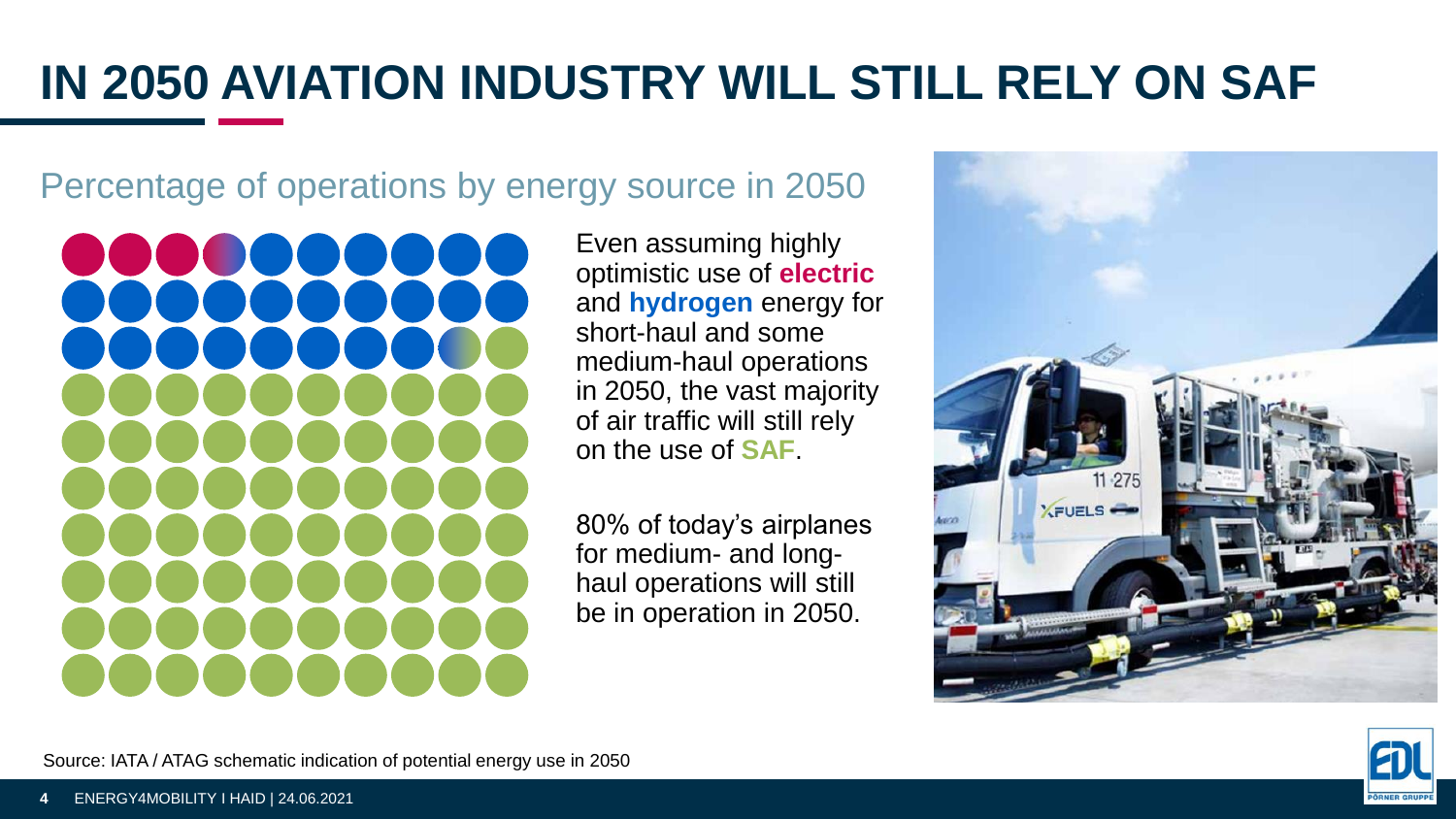# IN 2050 AVIATION INDUSTRY WILL STILL RELY ON SAF

## Percentage of operations by energy source in 2050

Even assuming highly optimistic use of **electric** and **hydrogen** energy for short-haul and some medium-haul operations in 2050, the vast majority of air traffic will still rely on the use of **SAF**.

80% of today's airplanes for medium- and long-haul operations will still be in operation in 2050.

Source: IATA / ATAG schematic indication of potential energy use in 2050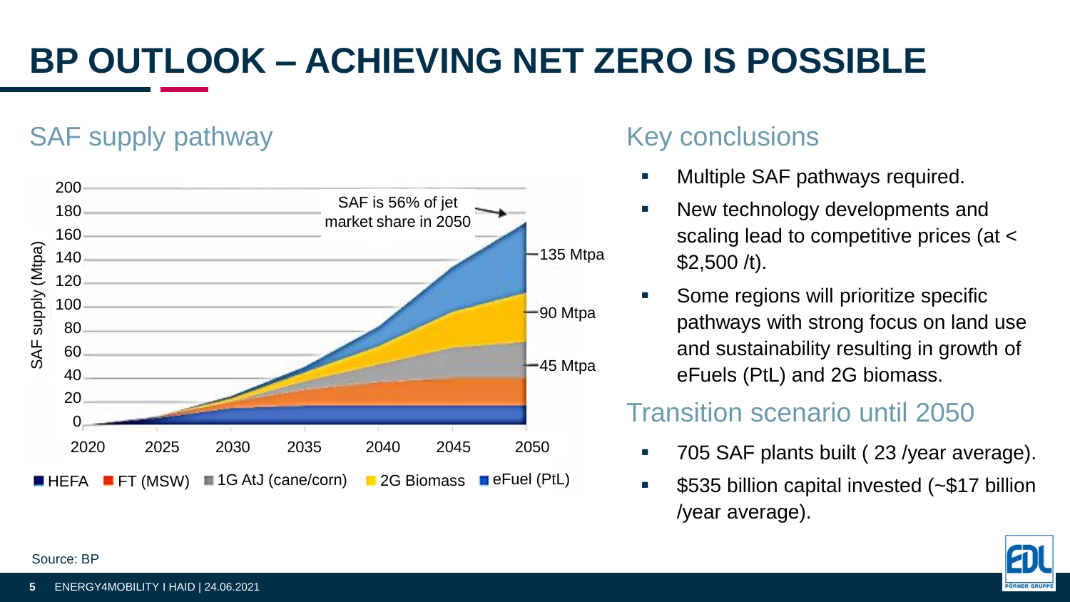# BP OUTLOOK – ACHIEVING NET ZERO IS POSSIBLE

## SAF supply pathway

SAF supply (Mtpa)

SAF is 56% of jet market share in 2050

135 Mtpa

90 Mtpa

45 Mtpa

HEFA | FT (MSW) | 1G AtJ (cane/corn) | 2G Biomass | eFuel (PtL)

## Key conclusions

- Multiple SAF pathways required.
- New technology developments and scaling lead to competitive prices (at < $2,500 /t).
- Some regions will prioritize specific pathways with strong focus on land use and sustainability resulting in growth of eFuels (PtL) and 2G biomass.

## Transition scenario until 2050

- 705 SAF plants built ( 23 /year average).
- $535 billion capital invested (~$17 billion /year average).

Source: BP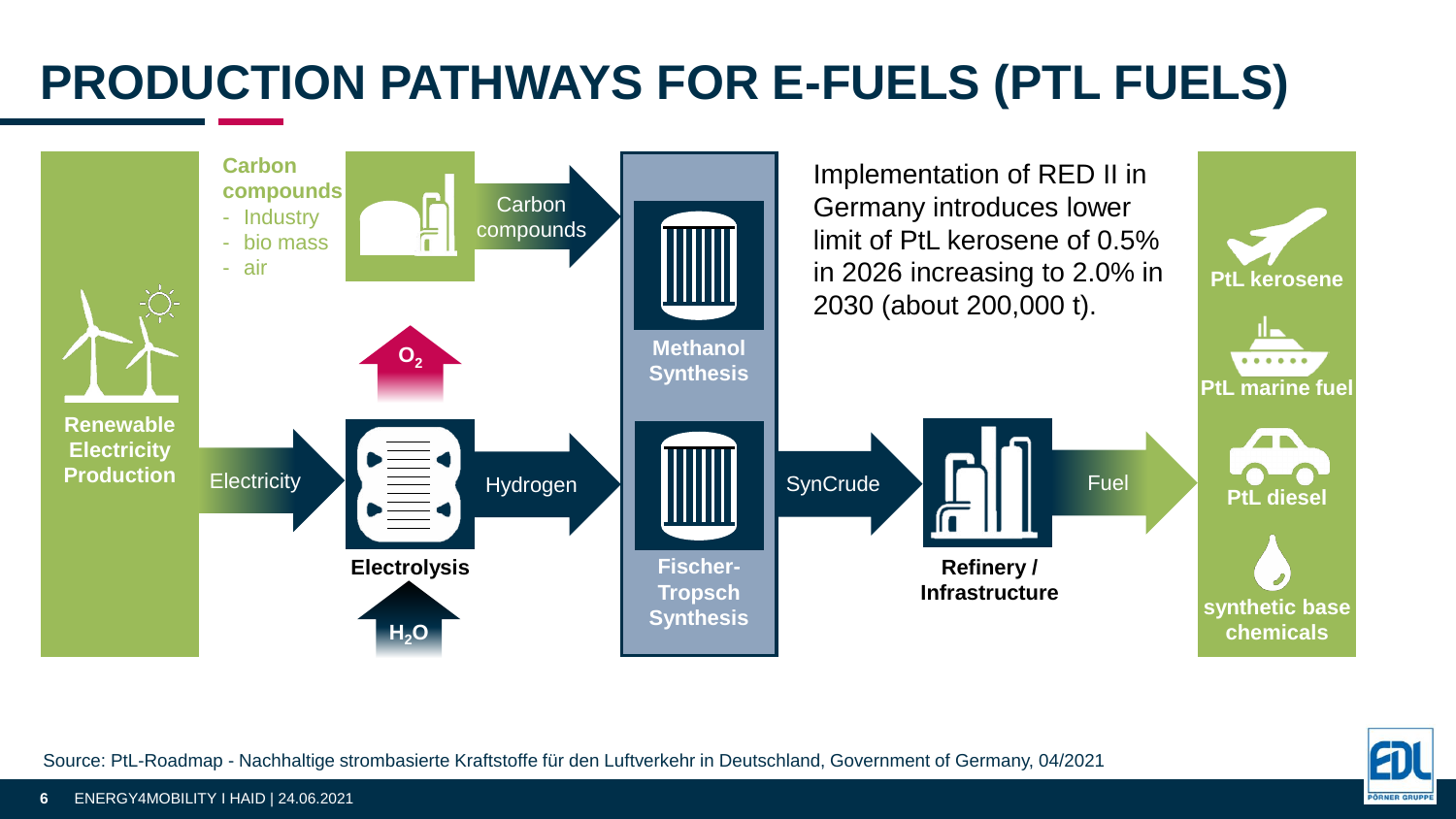# PRODUCTION PATHWAYS FOR E-FUELS (PTL FUELS)

**Carbon compounds**
- Industry
- bio mass
- air

Carbon compounds

$O_2$

**Renewable Electricity Production**

Electricity

**Electrolysis**

$H_2O$

Hydrogen

**Methanol Synthesis**

**Fischer-Tropsch Synthesis**

SynCrude

**Refinery / Infrastructure**

Fuel

Implementation of RED II in Germany introduces lower limit of PtL kerosene of 0.5% in 2026 increasing to 2.0% in 2030 (about 200,000 t).

**PtL kerosene**

**PtL marine fuel**

**PtL diesel**

**synthetic base chemicals**

Source: PtL-Roadmap - Nachhaltige strombasierte Kraftstoffe für den Luftverkehr in Deutschland, Government of Germany, 04/2021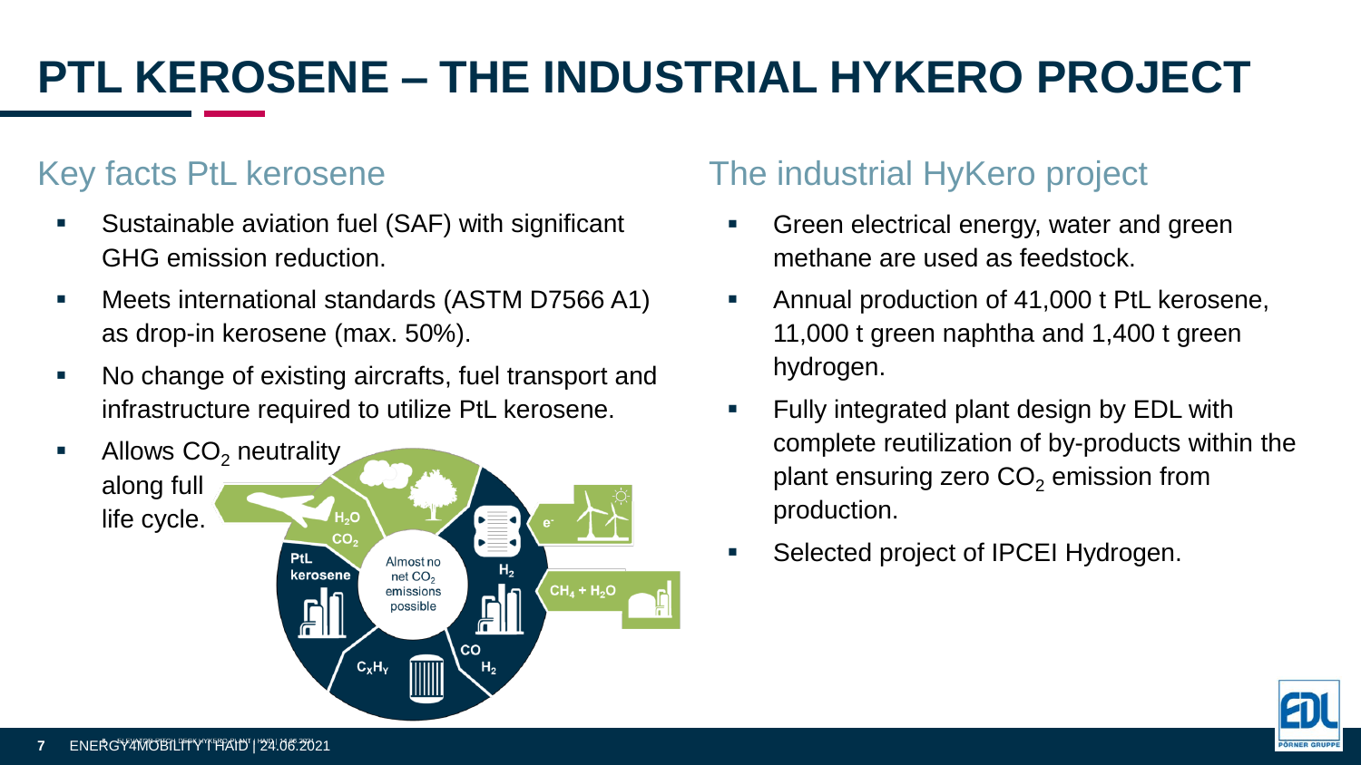# PTL KEROSENE – THE INDUSTRIAL HYKERO PROJECT

## Key facts PtL kerosene

- Sustainable aviation fuel (SAF) with significant GHG emission reduction.
- Meets international standards (ASTM D7566 A1) as drop-in kerosene (max. 50%).
- No change of existing aircrafts, fuel transport and infrastructure required to utilize PtL kerosene.
- Allows $CO_2$ neutrality along full life cycle.

## The industrial HyKero project

- Green electrical energy, water and green methane are used as feedstock.
- Annual production of 41,000 t PtL kerosene, 11,000 t green naphtha and 1,400 t green hydrogen.
- Fully integrated plant design by EDL with complete reutilization of by-products within the plant ensuring zero $CO_2$ emission from production.
- Selected project of IPCEI Hydrogen.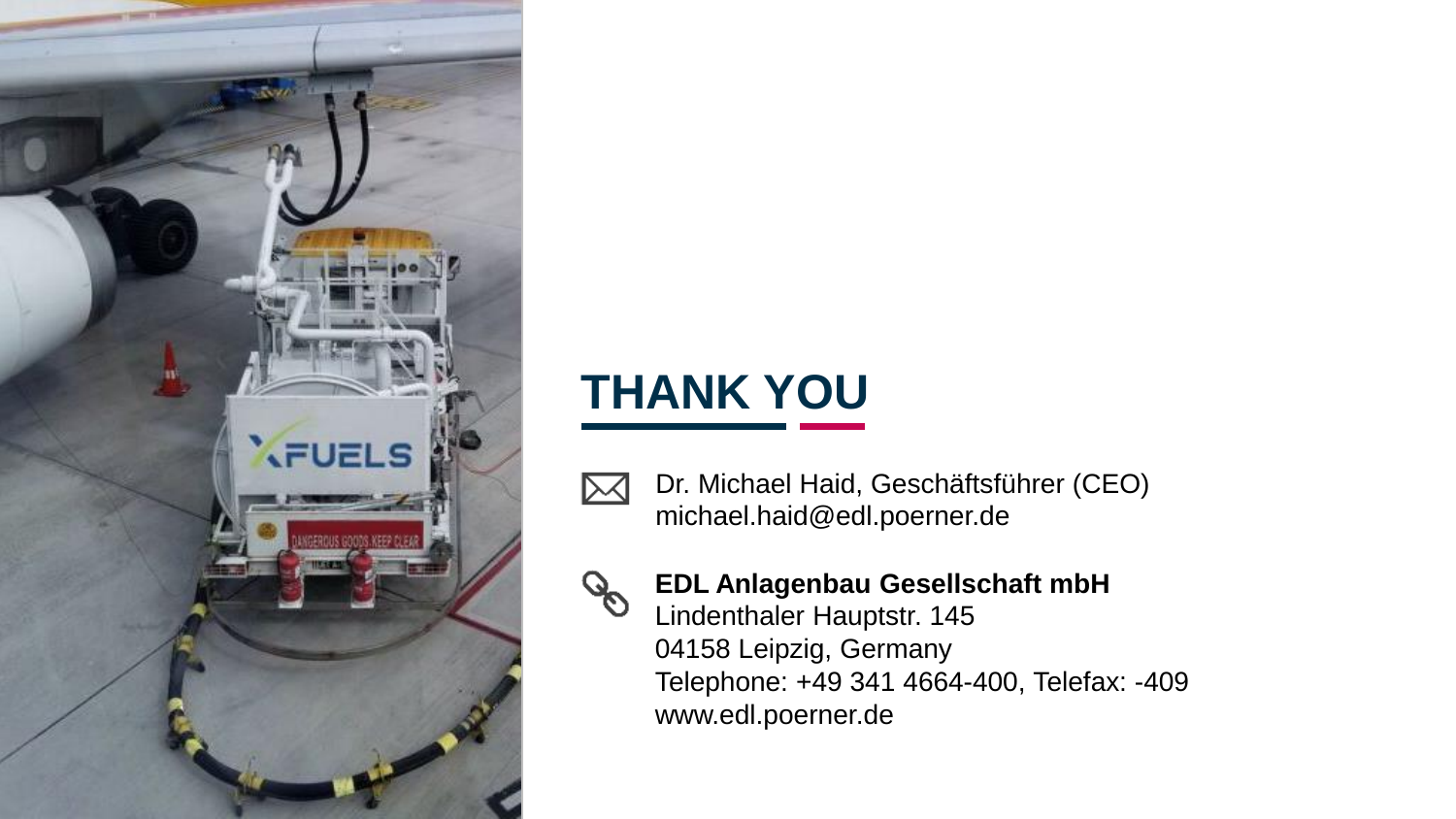# THANK YOU

Dr. Michael Haid, Geschäftsführer (CEO)
michael.haid@edl.poerner.de

**EDL Anlagenbau Gesellschaft mbH**
Lindenthaler Hauptstr. 145
04158 Leipzig, Germany
Telephone: +49 341 4664-400, Telefax: -409
www.edl.poerner.de